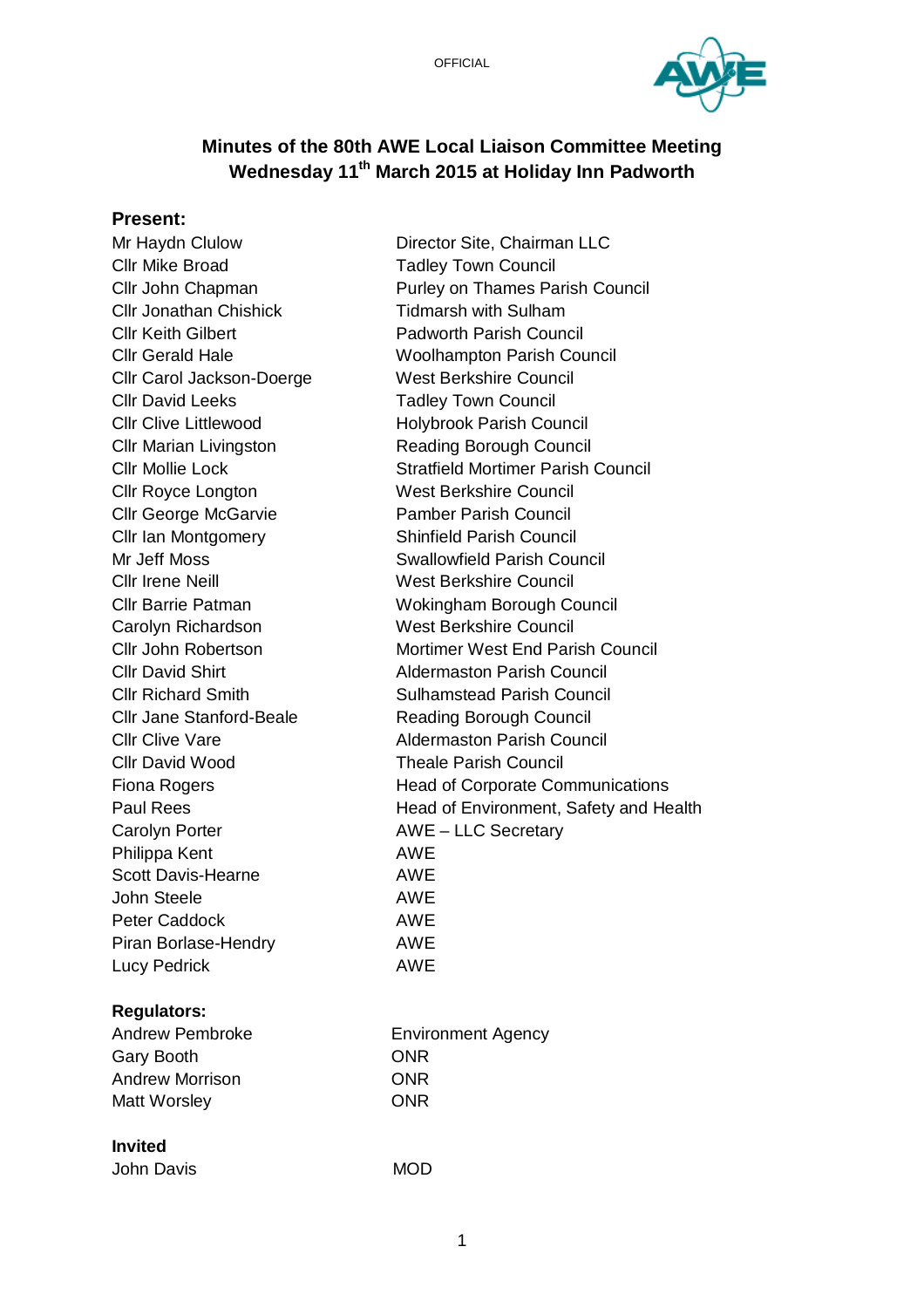OFFICIAL

# Minutes of the 80th AWE Local Liaison Committee Meeting
## Wednesday 11th March 2015 at Holiday Inn Padworth

**Present:**

| | |
|---|---|
| Mr Haydn Clulow | Director Site, Chairman LLC |
| Cllr Mike Broad | Tadley Town Council |
| Cllr John Chapman | Purley on Thames Parish Council |
| Cllr Jonathan Chishick | Tidmarsh with Sulham |
| Cllr Keith Gilbert | Padworth Parish Council |
| Cllr Gerald Hale | Woolhampton Parish Council |
| Cllr Carol Jackson-Doerge | West Berkshire Council |
| Cllr David Leeks | Tadley Town Council |
| Cllr Clive Littlewood | Holybrook Parish Council |
| Cllr Marian Livingston | Reading Borough Council |
| Cllr Mollie Lock | Stratfield Mortimer Parish Council |
| Cllr Royce Longton | West Berkshire Council |
| Cllr George McGarvie | Pamber Parish Council |
| Cllr Ian Montgomery | Shinfield Parish Council |
| Mr Jeff Moss | Swallowfield Parish Council |
| Cllr Irene Neill | West Berkshire Council |
| Cllr Barrie Patman | Wokingham Borough Council |
| Carolyn Richardson | West Berkshire Council |
| Cllr John Robertson | Mortimer West End Parish Council |
| Cllr David Shirt | Aldermaston Parish Council |
| Cllr Richard Smith | Sulhamstead Parish Council |
| Cllr Jane Stanford-Beale | Reading Borough Council |
| Cllr Clive Vare | Aldermaston Parish Council |
| Cllr David Wood | Theale Parish Council |
| Fiona Rogers | Head of Corporate Communications |
| Paul Rees | Head of Environment, Safety and Health |
| Carolyn Porter | AWE – LLC Secretary |
| Philippa Kent | AWE |
| Scott Davis-Hearne | AWE |
| John Steele | AWE |
| Peter Caddock | AWE |
| Piran Borlase-Hendry | AWE |
| Lucy Pedrick | AWE |

**Regulators:**

| | |
|---|---|
| Andrew Pembroke | Environment Agency |
| Gary Booth | ONR |
| Andrew Morrison | ONR |
| Matt Worsley | ONR |

**Invited**

| | |
|---|---|
| John Davis | MOD |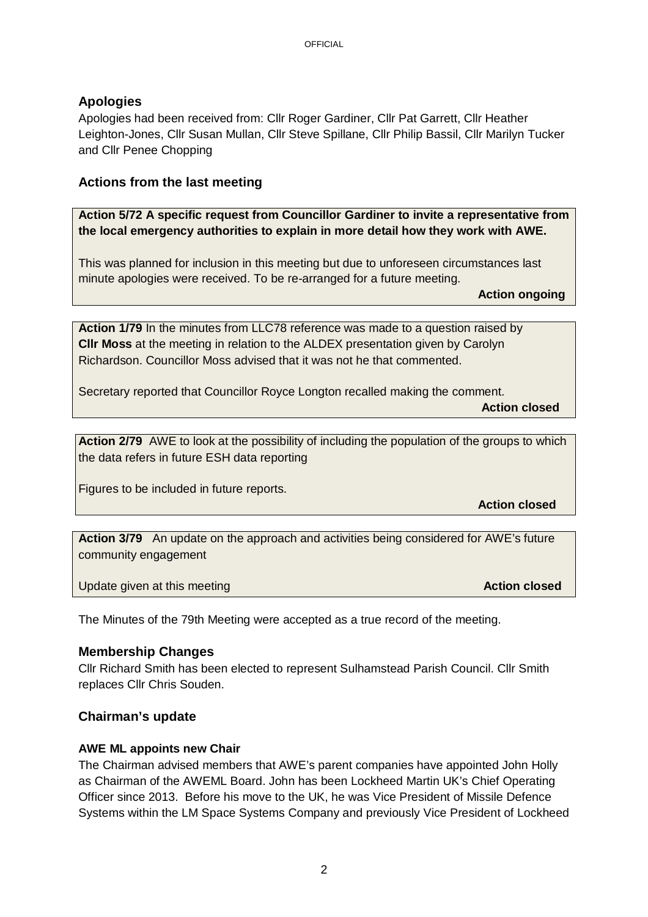## Apologies

Apologies had been received from: Cllr Roger Gardiner, Cllr Pat Garrett, Cllr Heather Leighton-Jones, Cllr Susan Mullan, Cllr Steve Spillane, Cllr Philip Bassil, Cllr Marilyn Tucker and Cllr Penee Chopping

## Actions from the last meeting

**Action 5/72 A specific request from Councillor Gardiner to invite a representative from the local emergency authorities to explain in more detail how they work with AWE.**

This was planned for inclusion in this meeting but due to unforeseen circumstances last minute apologies were received. To be re-arranged for a future meeting.

**Action ongoing**

**Action 1/79** In the minutes from LLC78 reference was made to a question raised by **Cllr Moss** at the meeting in relation to the ALDEX presentation given by Carolyn Richardson. Councillor Moss advised that it was not he that commented.

Secretary reported that Councillor Royce Longton recalled making the comment.

**Action closed**

**Action 2/79** AWE to look at the possibility of including the population of the groups to which the data refers in future ESH data reporting

Figures to be included in future reports.

**Action closed**

**Action 3/79** An update on the approach and activities being considered for AWE's future community engagement

Update given at this meeting **Action closed**

The Minutes of the 79th Meeting were accepted as a true record of the meeting.

## Membership Changes

Cllr Richard Smith has been elected to represent Sulhamstead Parish Council. Cllr Smith replaces Cllr Chris Souden.

## Chairman's update

### AWE ML appoints new Chair

The Chairman advised members that AWE's parent companies have appointed John Holly as Chairman of the AWEML Board. John has been Lockheed Martin UK's Chief Operating Officer since 2013. Before his move to the UK, he was Vice President of Missile Defence Systems within the LM Space Systems Company and previously Vice President of Lockheed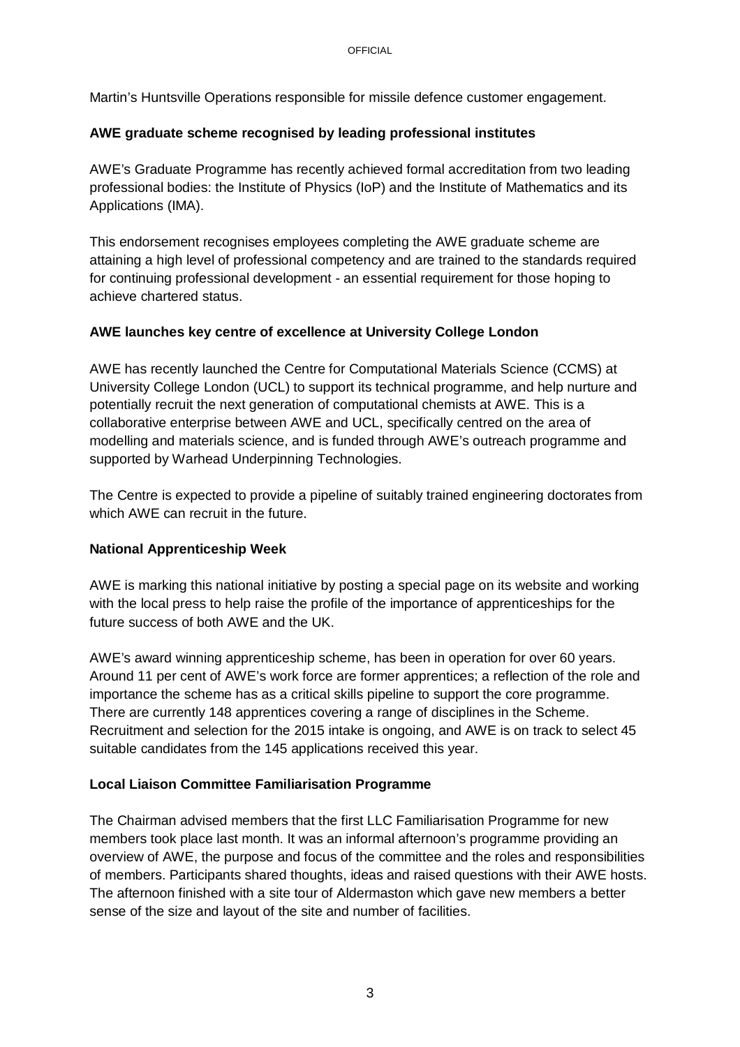Martin's Huntsville Operations responsible for missile defence customer engagement.

**AWE graduate scheme recognised by leading professional institutes**

AWE's Graduate Programme has recently achieved formal accreditation from two leading professional bodies: the Institute of Physics (IoP) and the Institute of Mathematics and its Applications (IMA).

This endorsement recognises employees completing the AWE graduate scheme are attaining a high level of professional competency and are trained to the standards required for continuing professional development - an essential requirement for those hoping to achieve chartered status.

**AWE launches key centre of excellence at University College London**

AWE has recently launched the Centre for Computational Materials Science (CCMS) at University College London (UCL) to support its technical programme, and help nurture and potentially recruit the next generation of computational chemists at AWE. This is a collaborative enterprise between AWE and UCL, specifically centred on the area of modelling and materials science, and is funded through AWE's outreach programme and supported by Warhead Underpinning Technologies.

The Centre is expected to provide a pipeline of suitably trained engineering doctorates from which AWE can recruit in the future.

**National Apprenticeship Week**

AWE is marking this national initiative by posting a special page on its website and working with the local press to help raise the profile of the importance of apprenticeships for the future success of both AWE and the UK.

AWE's award winning apprenticeship scheme, has been in operation for over 60 years. Around 11 per cent of AWE's work force are former apprentices; a reflection of the role and importance the scheme has as a critical skills pipeline to support the core programme. There are currently 148 apprentices covering a range of disciplines in the Scheme. Recruitment and selection for the 2015 intake is ongoing, and AWE is on track to select 45 suitable candidates from the 145 applications received this year.

**Local Liaison Committee Familiarisation Programme**

The Chairman advised members that the first LLC Familiarisation Programme for new members took place last month. It was an informal afternoon's programme providing an overview of AWE, the purpose and focus of the committee and the roles and responsibilities of members. Participants shared thoughts, ideas and raised questions with their AWE hosts. The afternoon finished with a site tour of Aldermaston which gave new members a better sense of the size and layout of the site and number of facilities.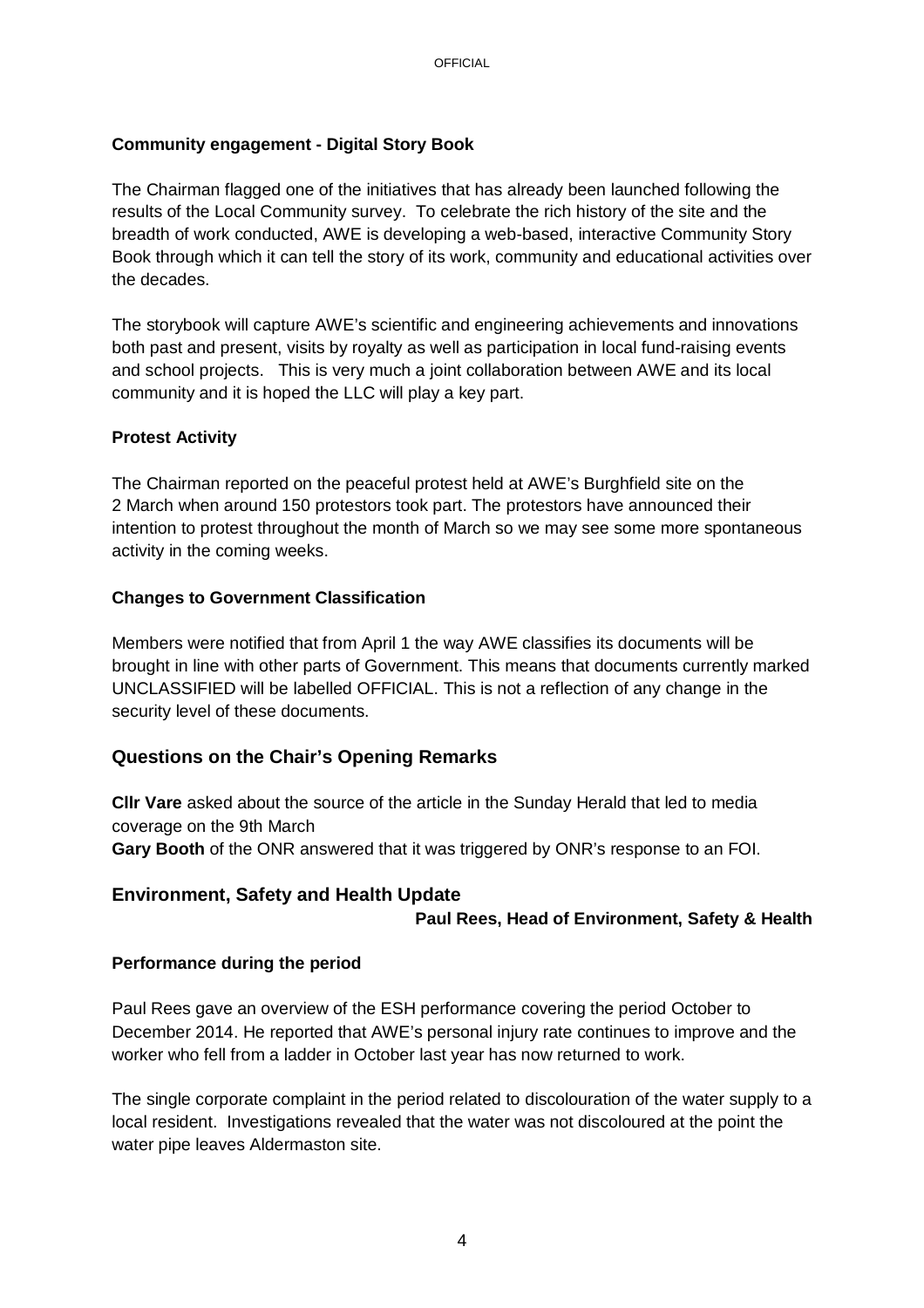**Community engagement - Digital Story Book**

The Chairman flagged one of the initiatives that has already been launched following the results of the Local Community survey. To celebrate the rich history of the site and the breadth of work conducted, AWE is developing a web-based, interactive Community Story Book through which it can tell the story of its work, community and educational activities over the decades.

The storybook will capture AWE's scientific and engineering achievements and innovations both past and present, visits by royalty as well as participation in local fund-raising events and school projects. This is very much a joint collaboration between AWE and its local community and it is hoped the LLC will play a key part.

**Protest Activity**

The Chairman reported on the peaceful protest held at AWE's Burghfield site on the 2 March when around 150 protestors took part. The protestors have announced their intention to protest throughout the month of March so we may see some more spontaneous activity in the coming weeks.

**Changes to Government Classification**

Members were notified that from April 1 the way AWE classifies its documents will be brought in line with other parts of Government. This means that documents currently marked UNCLASSIFIED will be labelled OFFICIAL. This is not a reflection of any change in the security level of these documents.

## Questions on the Chair's Opening Remarks

**Cllr Vare** asked about the source of the article in the Sunday Herald that led to media coverage on the 9th March
**Gary Booth** of the ONR answered that it was triggered by ONR's response to an FOI.

## Environment, Safety and Health Update

**Paul Rees, Head of Environment, Safety & Health**

**Performance during the period**

Paul Rees gave an overview of the ESH performance covering the period October to December 2014. He reported that AWE's personal injury rate continues to improve and the worker who fell from a ladder in October last year has now returned to work.

The single corporate complaint in the period related to discolouration of the water supply to a local resident. Investigations revealed that the water was not discoloured at the point the water pipe leaves Aldermaston site.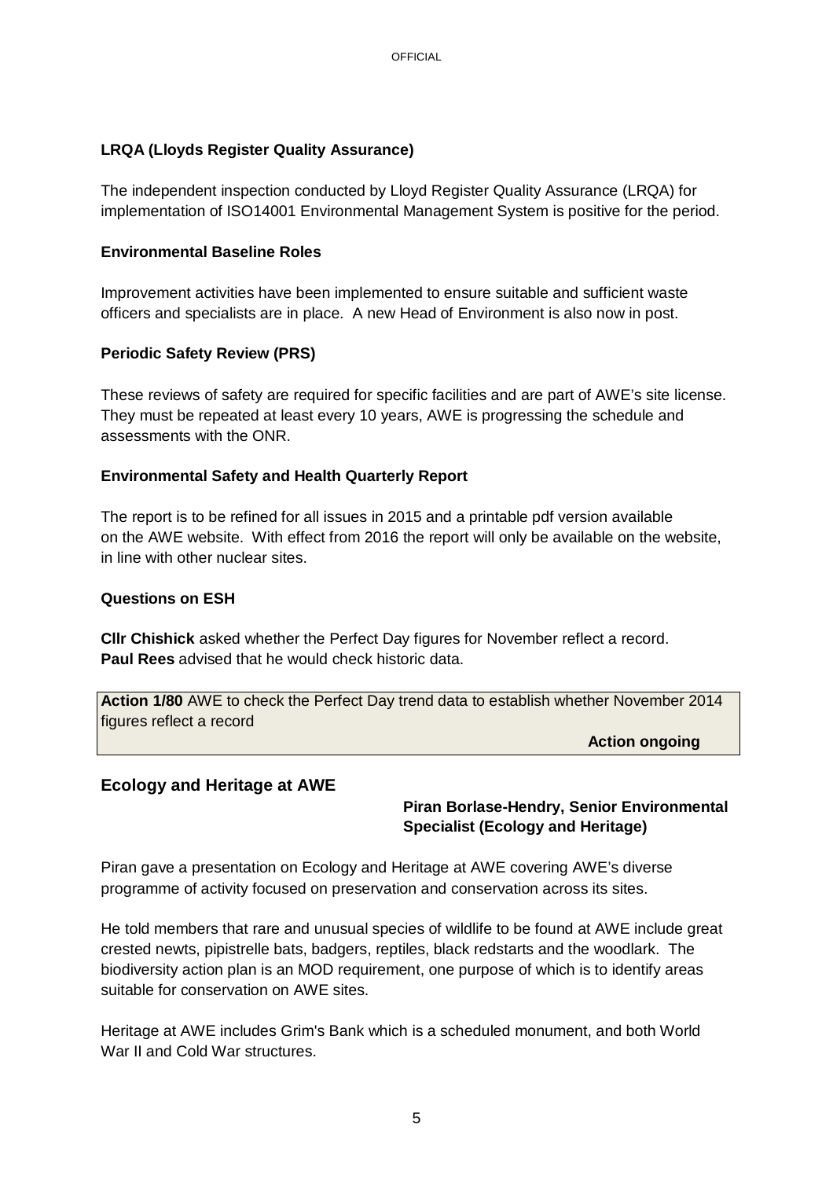**LRQA (Lloyds Register Quality Assurance)**

The independent inspection conducted by Lloyd Register Quality Assurance (LRQA) for implementation of ISO14001 Environmental Management System is positive for the period.

**Environmental Baseline Roles**

Improvement activities have been implemented to ensure suitable and sufficient waste officers and specialists are in place. A new Head of Environment is also now in post.

**Periodic Safety Review (PRS)**

These reviews of safety are required for specific facilities and are part of AWE's site license. They must be repeated at least every 10 years, AWE is progressing the schedule and assessments with the ONR.

**Environmental Safety and Health Quarterly Report**

The report is to be refined for all issues in 2015 and a printable pdf version available on the AWE website. With effect from 2016 the report will only be available on the website, in line with other nuclear sites.

**Questions on ESH**

**Cllr Chishick** asked whether the Perfect Day figures for November reflect a record. **Paul Rees** advised that he would check historic data.

| **Action 1/80** AWE to check the Perfect Day trend data to establish whether November 2014 figures reflect a record **Action ongoing** |
|---|

## Ecology and Heritage at AWE

**Piran Borlase-Hendry, Senior Environmental Specialist (Ecology and Heritage)**

Piran gave a presentation on Ecology and Heritage at AWE covering AWE's diverse programme of activity focused on preservation and conservation across its sites.

He told members that rare and unusual species of wildlife to be found at AWE include great crested newts, pipistrelle bats, badgers, reptiles, black redstarts and the woodlark. The biodiversity action plan is an MOD requirement, one purpose of which is to identify areas suitable for conservation on AWE sites.

Heritage at AWE includes Grim's Bank which is a scheduled monument, and both World War II and Cold War structures.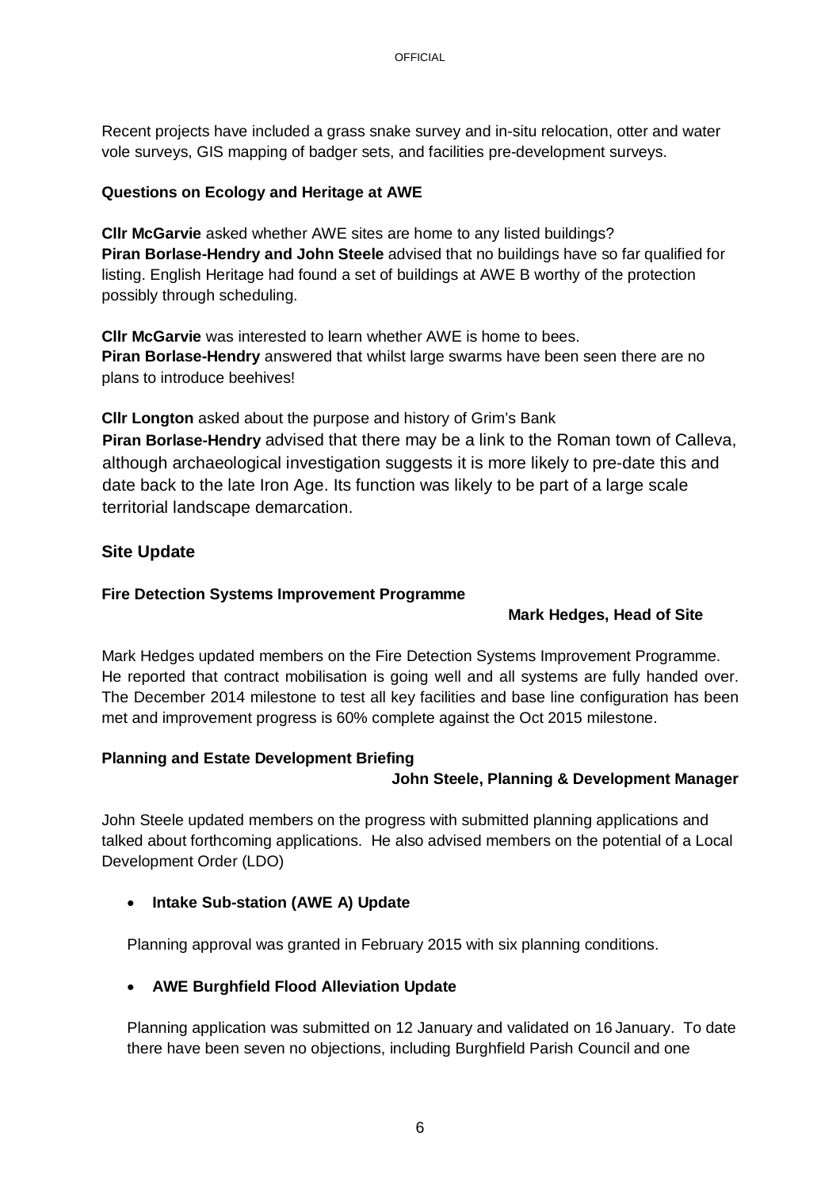Recent projects have included a grass snake survey and in-situ relocation, otter and water vole surveys, GIS mapping of badger sets, and facilities pre-development surveys.

**Questions on Ecology and Heritage at AWE**

**Cllr McGarvie** asked whether AWE sites are home to any listed buildings?
**Piran Borlase-Hendry and John Steele** advised that no buildings have so far qualified for listing. English Heritage had found a set of buildings at AWE B worthy of the protection possibly through scheduling.

**Cllr McGarvie** was interested to learn whether AWE is home to bees.
**Piran Borlase-Hendry** answered that whilst large swarms have been seen there are no plans to introduce beehives!

**Cllr Longton** asked about the purpose and history of Grim's Bank
**Piran Borlase-Hendry** advised that there may be a link to the Roman town of Calleva, although archaeological investigation suggests it is more likely to pre-date this and date back to the late Iron Age. Its function was likely to be part of a large scale territorial landscape demarcation.

## Site Update

**Fire Detection Systems Improvement Programme**

**Mark Hedges, Head of Site**

Mark Hedges updated members on the Fire Detection Systems Improvement Programme. He reported that contract mobilisation is going well and all systems are fully handed over. The December 2014 milestone to test all key facilities and base line configuration has been met and improvement progress is 60% complete against the Oct 2015 milestone.

**Planning and Estate Development Briefing**

**John Steele, Planning & Development Manager**

John Steele updated members on the progress with submitted planning applications and talked about forthcoming applications. He also advised members on the potential of a Local Development Order (LDO)

- **Intake Sub-station (AWE A) Update**

  Planning approval was granted in February 2015 with six planning conditions.

- **AWE Burghfield Flood Alleviation Update**

  Planning application was submitted on 12 January and validated on 16 January. To date there have been seven no objections, including Burghfield Parish Council and one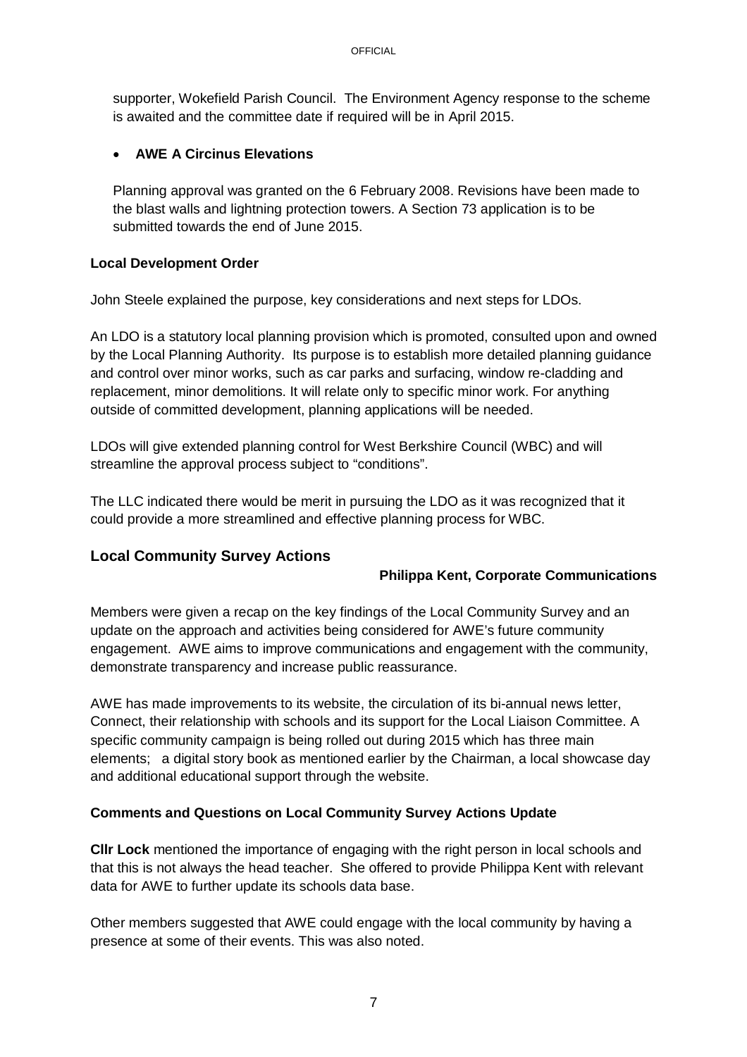supporter, Wokefield Parish Council. The Environment Agency response to the scheme is awaited and the committee date if required will be in April 2015.

- **AWE A Circinus Elevations**

  Planning approval was granted on the 6 February 2008. Revisions have been made to the blast walls and lightning protection towers. A Section 73 application is to be submitted towards the end of June 2015.

**Local Development Order**

John Steele explained the purpose, key considerations and next steps for LDOs.

An LDO is a statutory local planning provision which is promoted, consulted upon and owned by the Local Planning Authority. Its purpose is to establish more detailed planning guidance and control over minor works, such as car parks and surfacing, window re-cladding and replacement, minor demolitions. It will relate only to specific minor work. For anything outside of committed development, planning applications will be needed.

LDOs will give extended planning control for West Berkshire Council (WBC) and will streamline the approval process subject to "conditions".

The LLC indicated there would be merit in pursuing the LDO as it was recognized that it could provide a more streamlined and effective planning process for WBC.

## Local Community Survey Actions

**Philippa Kent, Corporate Communications**

Members were given a recap on the key findings of the Local Community Survey and an update on the approach and activities being considered for AWE's future community engagement. AWE aims to improve communications and engagement with the community, demonstrate transparency and increase public reassurance.

AWE has made improvements to its website, the circulation of its bi-annual news letter, Connect, their relationship with schools and its support for the Local Liaison Committee. A specific community campaign is being rolled out during 2015 which has three main elements; a digital story book as mentioned earlier by the Chairman, a local showcase day and additional educational support through the website.

**Comments and Questions on Local Community Survey Actions Update**

**Cllr Lock** mentioned the importance of engaging with the right person in local schools and that this is not always the head teacher. She offered to provide Philippa Kent with relevant data for AWE to further update its schools data base.

Other members suggested that AWE could engage with the local community by having a presence at some of their events. This was also noted.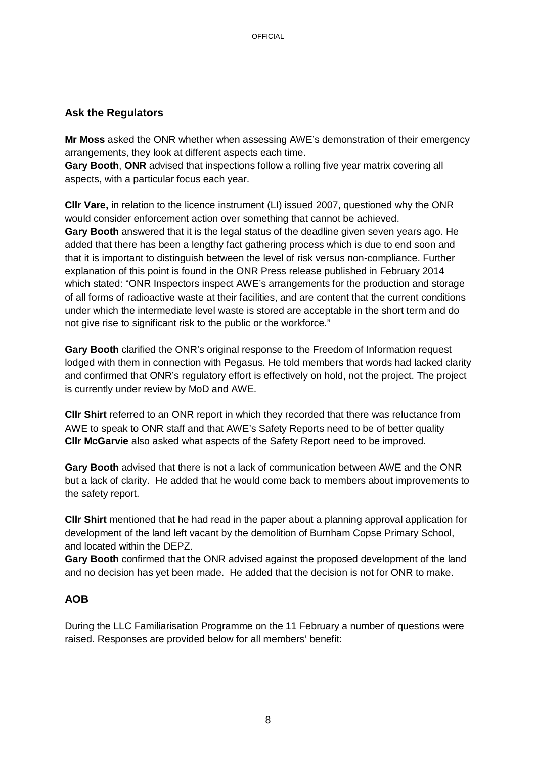## Ask the Regulators

**Mr Moss** asked the ONR whether when assessing AWE's demonstration of their emergency arrangements, they look at different aspects each time.
**Gary Booth**, **ONR** advised that inspections follow a rolling five year matrix covering all aspects, with a particular focus each year.

**Cllr Vare,** in relation to the licence instrument (LI) issued 2007, questioned why the ONR would consider enforcement action over something that cannot be achieved.
**Gary Booth** answered that it is the legal status of the deadline given seven years ago. He added that there has been a lengthy fact gathering process which is due to end soon and that it is important to distinguish between the level of risk versus non-compliance. Further explanation of this point is found in the ONR Press release published in February 2014 which stated: "ONR Inspectors inspect AWE's arrangements for the production and storage of all forms of radioactive waste at their facilities, and are content that the current conditions under which the intermediate level waste is stored are acceptable in the short term and do not give rise to significant risk to the public or the workforce."

**Gary Booth** clarified the ONR's original response to the Freedom of Information request lodged with them in connection with Pegasus. He told members that words had lacked clarity and confirmed that ONR's regulatory effort is effectively on hold, not the project. The project is currently under review by MoD and AWE.

**Cllr Shirt** referred to an ONR report in which they recorded that there was reluctance from AWE to speak to ONR staff and that AWE's Safety Reports need to be of better quality
**Cllr McGarvie** also asked what aspects of the Safety Report need to be improved.

**Gary Booth** advised that there is not a lack of communication between AWE and the ONR but a lack of clarity. He added that he would come back to members about improvements to the safety report.

**Cllr Shirt** mentioned that he had read in the paper about a planning approval application for development of the land left vacant by the demolition of Burnham Copse Primary School, and located within the DEPZ.
**Gary Booth** confirmed that the ONR advised against the proposed development of the land and no decision has yet been made. He added that the decision is not for ONR to make.

## AOB

During the LLC Familiarisation Programme on the 11 February a number of questions were raised. Responses are provided below for all members' benefit: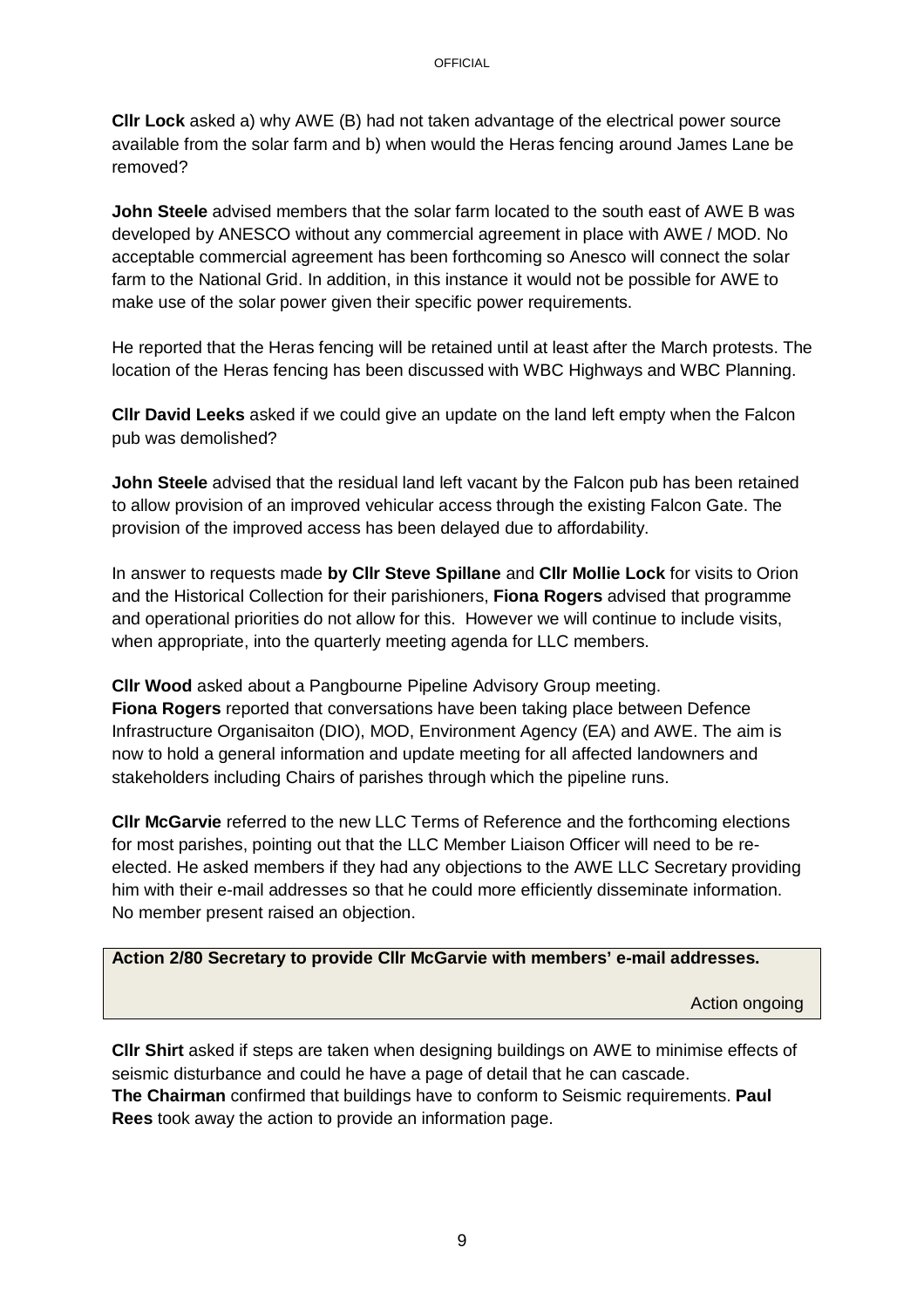**Cllr Lock** asked a) why AWE (B) had not taken advantage of the electrical power source available from the solar farm and b) when would the Heras fencing around James Lane be removed?

**John Steele** advised members that the solar farm located to the south east of AWE B was developed by ANESCO without any commercial agreement in place with AWE / MOD. No acceptable commercial agreement has been forthcoming so Anesco will connect the solar farm to the National Grid. In addition, in this instance it would not be possible for AWE to make use of the solar power given their specific power requirements.

He reported that the Heras fencing will be retained until at least after the March protests. The location of the Heras fencing has been discussed with WBC Highways and WBC Planning.

**Cllr David Leeks** asked if we could give an update on the land left empty when the Falcon pub was demolished?

**John Steele** advised that the residual land left vacant by the Falcon pub has been retained to allow provision of an improved vehicular access through the existing Falcon Gate. The provision of the improved access has been delayed due to affordability.

In answer to requests made **by Cllr Steve Spillane** and **Cllr Mollie Lock** for visits to Orion and the Historical Collection for their parishioners, **Fiona Rogers** advised that programme and operational priorities do not allow for this. However we will continue to include visits, when appropriate, into the quarterly meeting agenda for LLC members.

**Cllr Wood** asked about a Pangbourne Pipeline Advisory Group meeting.
**Fiona Rogers** reported that conversations have been taking place between Defence Infrastructure Organisaiton (DIO), MOD, Environment Agency (EA) and AWE. The aim is now to hold a general information and update meeting for all affected landowners and stakeholders including Chairs of parishes through which the pipeline runs.

**Cllr McGarvie** referred to the new LLC Terms of Reference and the forthcoming elections for most parishes, pointing out that the LLC Member Liaison Officer will need to be re-elected. He asked members if they had any objections to the AWE LLC Secretary providing him with their e-mail addresses so that he could more efficiently disseminate information. No member present raised an objection.

| **Action 2/80 Secretary to provide Cllr McGarvie with members' e-mail addresses.** |
|---|
| Action ongoing |

**Cllr Shirt** asked if steps are taken when designing buildings on AWE to minimise effects of seismic disturbance and could he have a page of detail that he can cascade.
**The Chairman** confirmed that buildings have to conform to Seismic requirements. **Paul Rees** took away the action to provide an information page.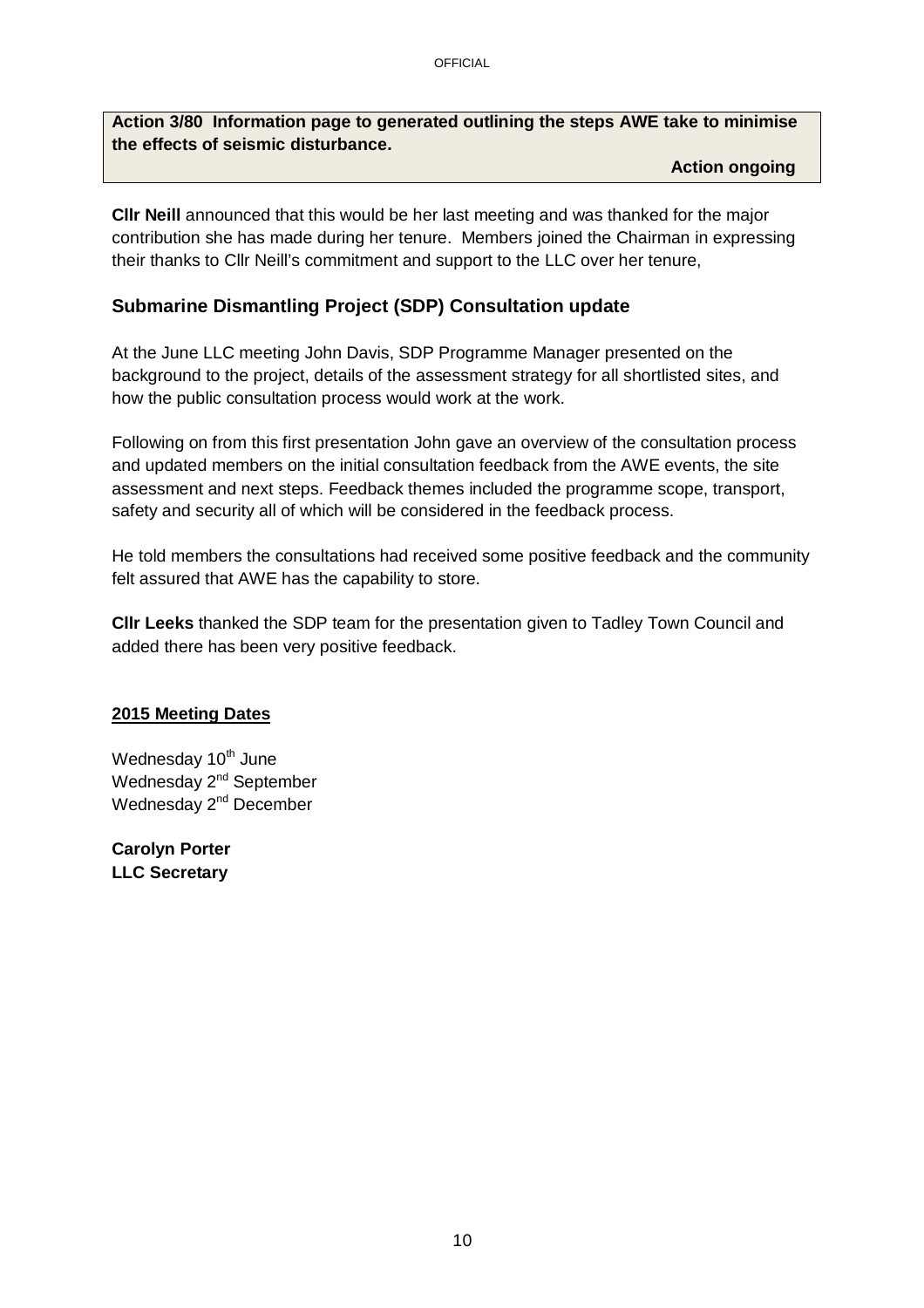**Action 3/80 Information page to generated outlining the steps AWE take to minimise the effects of seismic disturbance.**

**Action ongoing**

**Cllr Neill** announced that this would be her last meeting and was thanked for the major contribution she has made during her tenure. Members joined the Chairman in expressing their thanks to Cllr Neill's commitment and support to the LLC over her tenure,

## Submarine Dismantling Project (SDP) Consultation update

At the June LLC meeting John Davis, SDP Programme Manager presented on the background to the project, details of the assessment strategy for all shortlisted sites, and how the public consultation process would work at the work.

Following on from this first presentation John gave an overview of the consultation process and updated members on the initial consultation feedback from the AWE events, the site assessment and next steps. Feedback themes included the programme scope, transport, safety and security all of which will be considered in the feedback process.

He told members the consultations had received some positive feedback and the community felt assured that AWE has the capability to store.

**Cllr Leeks** thanked the SDP team for the presentation given to Tadley Town Council and added there has been very positive feedback.

**2015 Meeting Dates**

Wednesday 10th June
Wednesday 2nd September
Wednesday 2nd December

**Carolyn Porter**
**LLC Secretary**